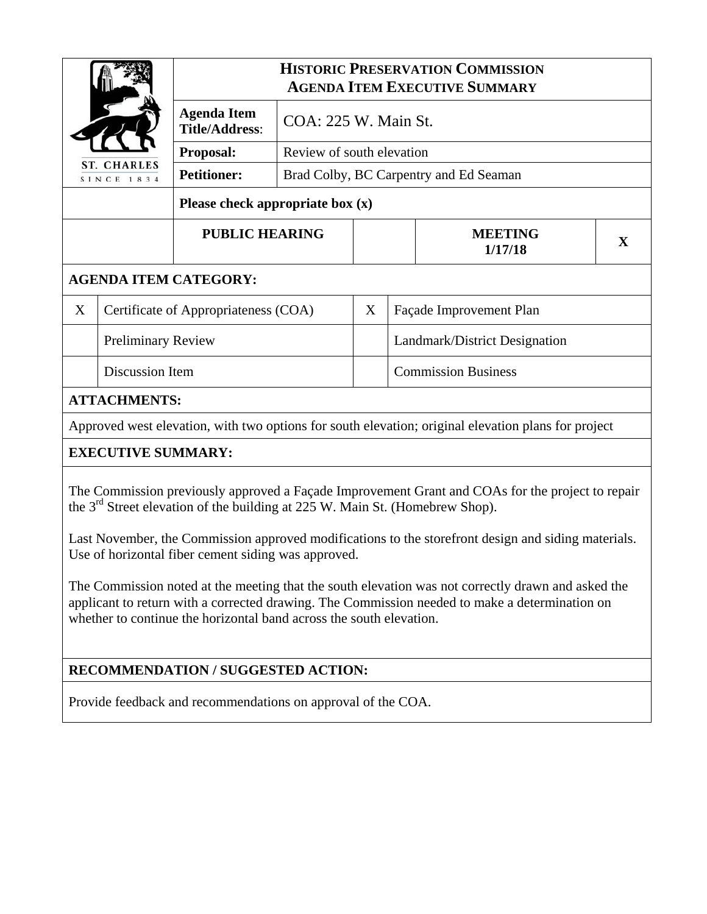# HISTORIC PRESERVATION COMMISSION
## AGENDA ITEM EXECUTIVE SUMMARY

ST. CHARLES
SINCE 1834

| | |
|---|---|
| **Agenda Item Title/Address:** | COA: 225 W. Main St. |
| **Proposal:** | Review of south elevation |
| **Petitioner:** | Brad Colby, BC Carpentry and Ed Seaman |

**Please check appropriate box (x)**

| PUBLIC HEARING | | MEETING 1/17/18 | X |
|---|---|---|---|

**AGENDA ITEM CATEGORY:**

| | | | |
|---|---|---|---|
| X | Certificate of Appropriateness (COA) | X | Façade Improvement Plan |
| | Preliminary Review | | Landmark/District Designation |
| | Discussion Item | | Commission Business |

**ATTACHMENTS:**

Approved west elevation, with two options for south elevation; original elevation plans for project

**EXECUTIVE SUMMARY:**

The Commission previously approved a Façade Improvement Grant and COAs for the project to repair the 3rd Street elevation of the building at 225 W. Main St. (Homebrew Shop).

Last November, the Commission approved modifications to the storefront design and siding materials. Use of horizontal fiber cement siding was approved.

The Commission noted at the meeting that the south elevation was not correctly drawn and asked the applicant to return with a corrected drawing. The Commission needed to make a determination on whether to continue the horizontal band across the south elevation.

**RECOMMENDATION / SUGGESTED ACTION:**

Provide feedback and recommendations on approval of the COA.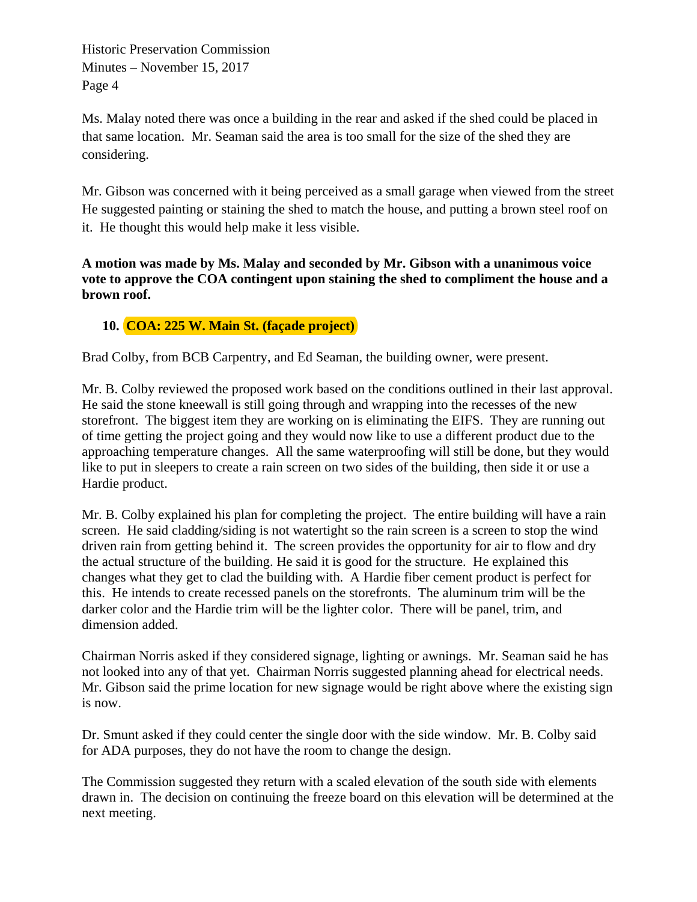Ms. Malay noted there was once a building in the rear and asked if the shed could be placed in that same location. Mr. Seaman said the area is too small for the size of the shed they are considering.

Mr. Gibson was concerned with it being perceived as a small garage when viewed from the street He suggested painting or staining the shed to match the house, and putting a brown steel roof on it. He thought this would help make it less visible.

**A motion was made by Ms. Malay and seconded by Mr. Gibson with a unanimous voice vote to approve the COA contingent upon staining the shed to compliment the house and a brown roof.**

**10. COA: 225 W. Main St. (façade project)**

Brad Colby, from BCB Carpentry, and Ed Seaman, the building owner, were present.

Mr. B. Colby reviewed the proposed work based on the conditions outlined in their last approval. He said the stone kneewall is still going through and wrapping into the recesses of the new storefront. The biggest item they are working on is eliminating the EIFS. They are running out of time getting the project going and they would now like to use a different product due to the approaching temperature changes. All the same waterproofing will still be done, but they would like to put in sleepers to create a rain screen on two sides of the building, then side it or use a Hardie product.

Mr. B. Colby explained his plan for completing the project. The entire building will have a rain screen. He said cladding/siding is not watertight so the rain screen is a screen to stop the wind driven rain from getting behind it. The screen provides the opportunity for air to flow and dry the actual structure of the building. He said it is good for the structure. He explained this changes what they get to clad the building with. A Hardie fiber cement product is perfect for this. He intends to create recessed panels on the storefronts. The aluminum trim will be the darker color and the Hardie trim will be the lighter color. There will be panel, trim, and dimension added.

Chairman Norris asked if they considered signage, lighting or awnings. Mr. Seaman said he has not looked into any of that yet. Chairman Norris suggested planning ahead for electrical needs. Mr. Gibson said the prime location for new signage would be right above where the existing sign is now.

Dr. Smunt asked if they could center the single door with the side window. Mr. B. Colby said for ADA purposes, they do not have the room to change the design.

The Commission suggested they return with a scaled elevation of the south side with elements drawn in. The decision on continuing the freeze board on this elevation will be determined at the next meeting.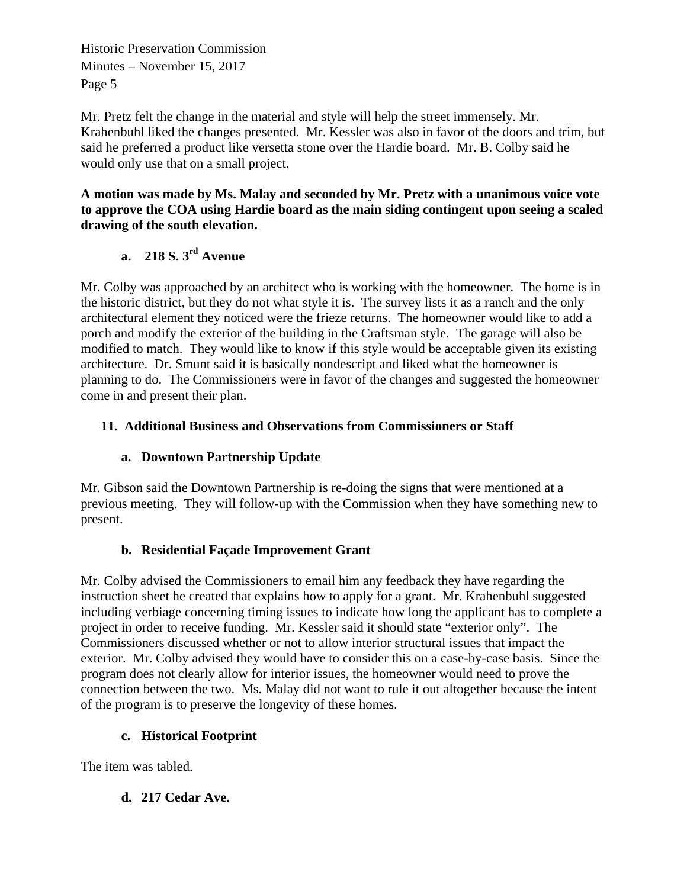Mr. Pretz felt the change in the material and style will help the street immensely. Mr. Krahenbuhl liked the changes presented. Mr. Kessler was also in favor of the doors and trim, but said he preferred a product like versetta stone over the Hardie board. Mr. B. Colby said he would only use that on a small project.

**A motion was made by Ms. Malay and seconded by Mr. Pretz with a unanimous voice vote to approve the COA using Hardie board as the main siding contingent upon seeing a scaled drawing of the south elevation.**

### a. 218 S. 3rd Avenue

Mr. Colby was approached by an architect who is working with the homeowner. The home is in the historic district, but they do not what style it is. The survey lists it as a ranch and the only architectural element they noticed were the frieze returns. The homeowner would like to add a porch and modify the exterior of the building in the Craftsman style. The garage will also be modified to match. They would like to know if this style would be acceptable given its existing architecture. Dr. Smunt said it is basically nondescript and liked what the homeowner is planning to do. The Commissioners were in favor of the changes and suggested the homeowner come in and present their plan.

## 11. Additional Business and Observations from Commissioners or Staff

### a. Downtown Partnership Update

Mr. Gibson said the Downtown Partnership is re-doing the signs that were mentioned at a previous meeting. They will follow-up with the Commission when they have something new to present.

### b. Residential Façade Improvement Grant

Mr. Colby advised the Commissioners to email him any feedback they have regarding the instruction sheet he created that explains how to apply for a grant. Mr. Krahenbuhl suggested including verbiage concerning timing issues to indicate how long the applicant has to complete a project in order to receive funding. Mr. Kessler said it should state "exterior only". The Commissioners discussed whether or not to allow interior structural issues that impact the exterior. Mr. Colby advised they would have to consider this on a case-by-case basis. Since the program does not clearly allow for interior issues, the homeowner would need to prove the connection between the two. Ms. Malay did not want to rule it out altogether because the intent of the program is to preserve the longevity of these homes.

### c. Historical Footprint

The item was tabled.

### d. 217 Cedar Ave.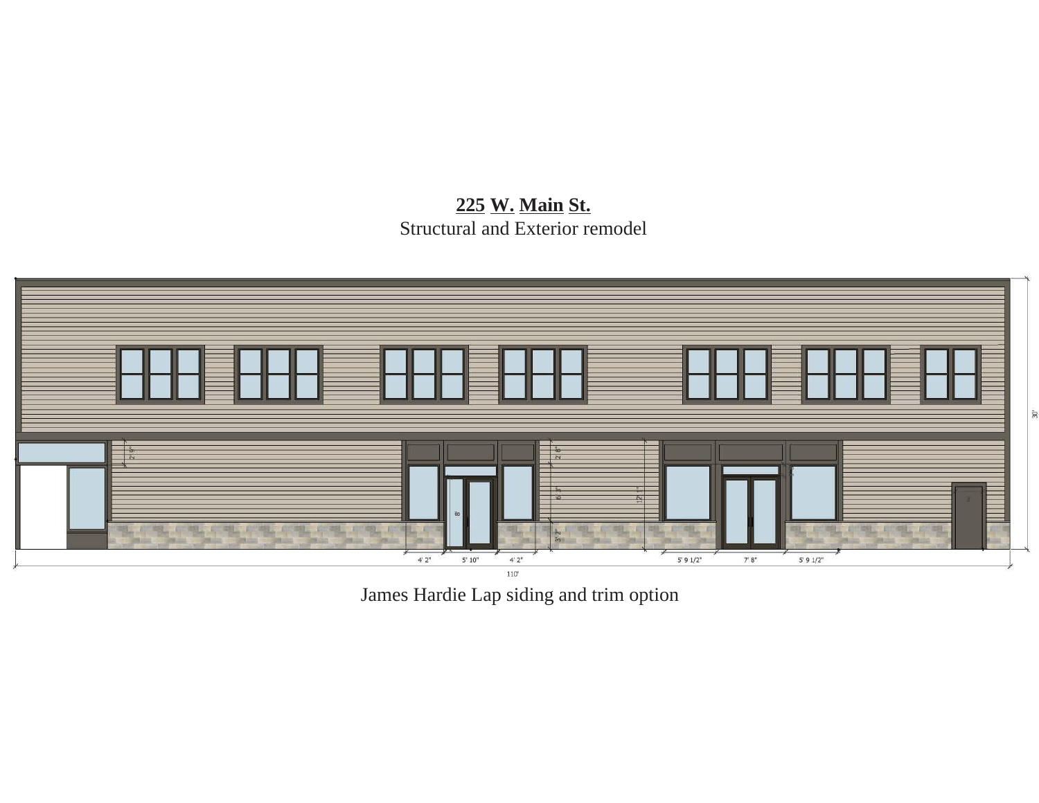**225 W. Main St.**

Structural and Exterior remodel

James Hardie Lap siding and trim option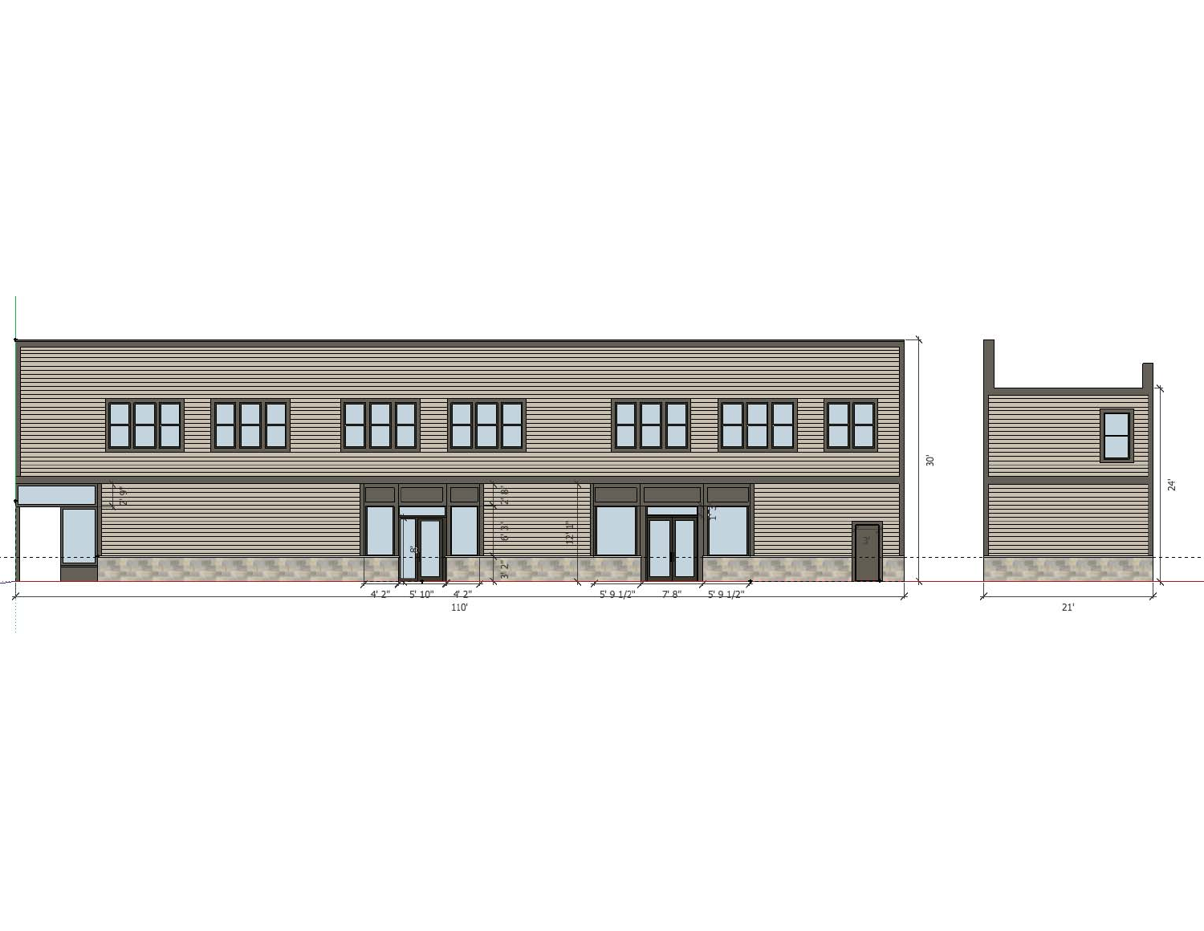2' 9"

2' 8"

6' 3"

3' 2"

8'

12' 1"

1' 3"

3'

4' 2"

5' 10"

4' 2"

5' 9 1/2"

7' 8"

5' 9 1/2"

110'

30'

24'

21'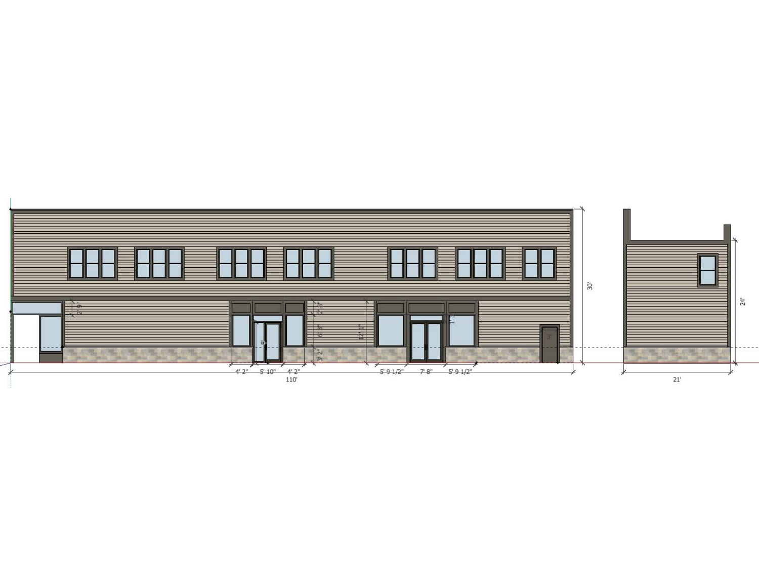2' 9"

2' 3"

6' 8"

3' 2"

12' 1"

1' 3"

3'

30'

24'

4' 2" | 5' 10" | 4' 2"

5' 9 1/2" | 7' 8" | 5' 9 1/2"

110'

21'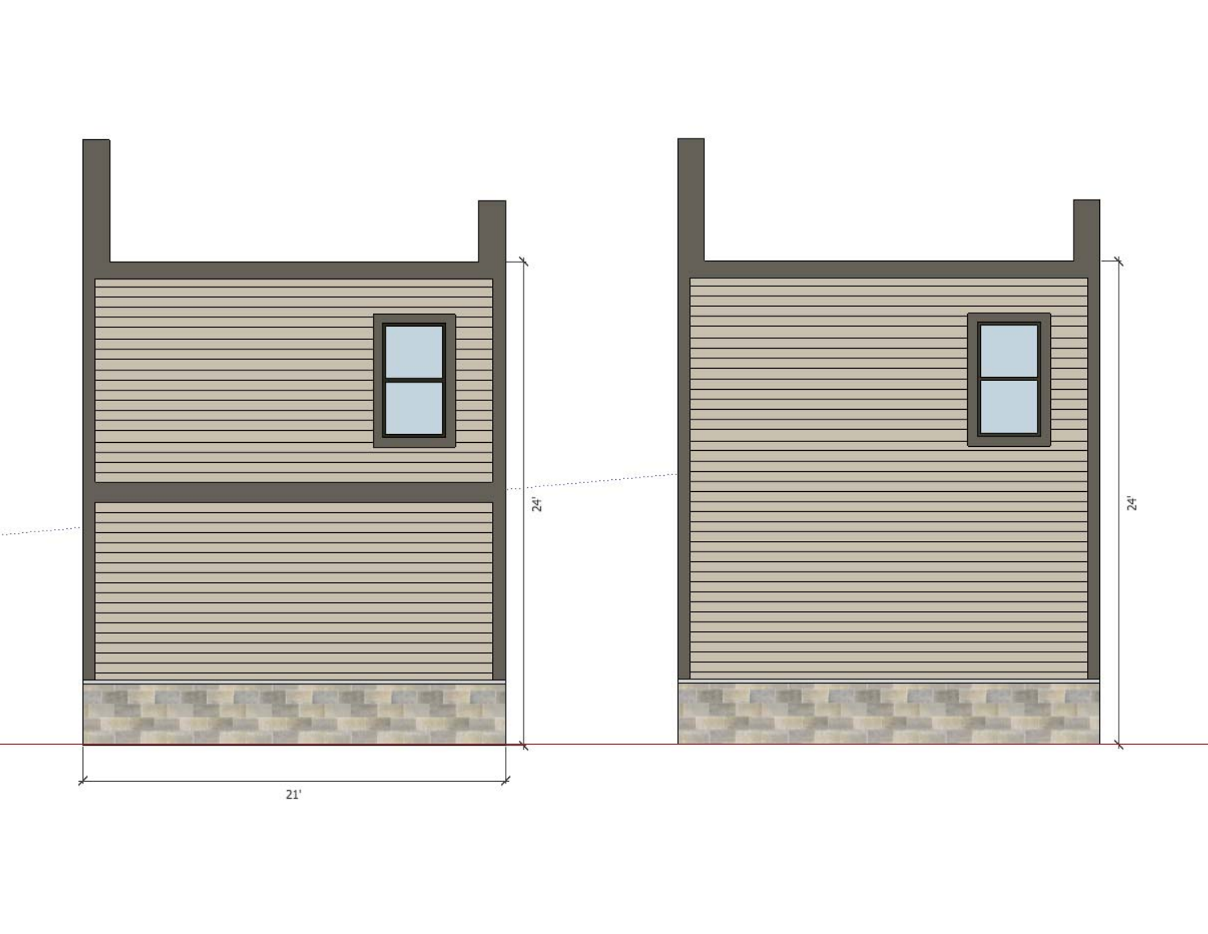24'

21'

24'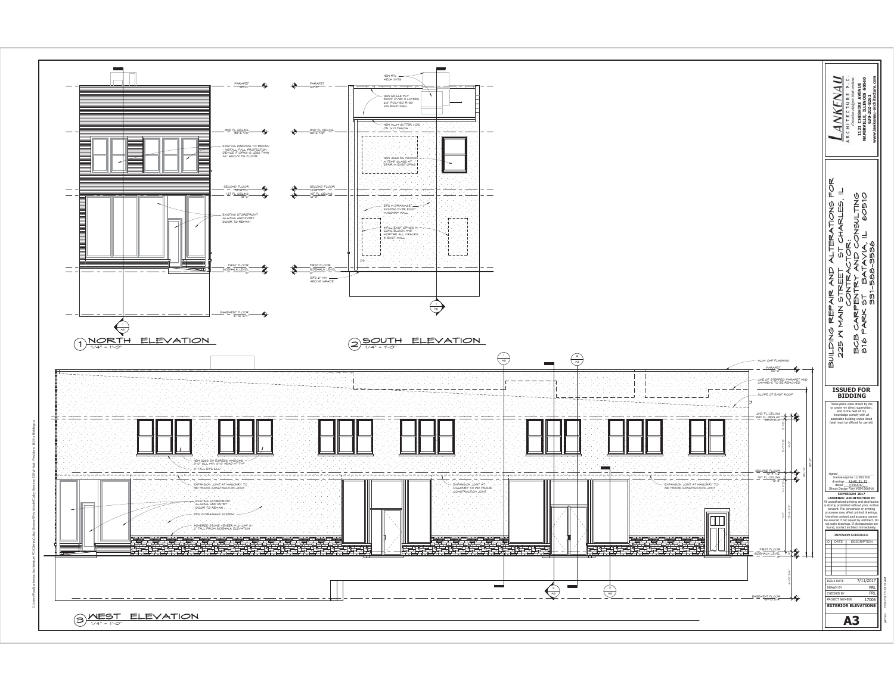## 1 NORTH ELEVATION
1/4" = 1'-0"

PARAPET

2ND FL CEILING

EXISTING WINDOWS TO REMAIN - INSTALL FALL PROTECTION DEVICE IF OPNG IS LESS THAN 36" ABOVE FIN FLOOR

SECOND FLOOR

1ST FL CEILING

EXISTING STOREFRONT GLAZING AND ENTRY DOOR TO REMAIN

FIRST FLOOR

SIDEWALK LEVEL

BASEMENT FLOOR

## 2 SOUTH ELEVATION
1/4" = 1'-0"

NEW RTU MECH UNITS

PARAPET

NEW SINGLE PLY ROOF OVER 2 LAYERS 2.5" POLYISO R-30 MIN RIGID INSUL

NEW ALUM GUTTER & DS ON 1x10 FASCIA

2ND FL CEILING

NEW 4660 DH WINDOW W/ TEMP GLASS AT STAIR IN EXIST OPNG

SECOND FLOOR

1ST FL CEILING

EIFS W/ DRAINAGE SYSTEM OVER EXIST MASONRY WALL

INFILL EXIST OPNGS W/ CONC BLOCK AND MORTAR ALL CRACKS IN EXIST WALL

DS

FIRST FLOOR

SIDEWALK LEVEL

EIFS 8" MIN ABOVE GRADE

## 3 WEST ELEVATION
1/4" = 1'-0"

ALUM CAP FLASHING

PARAPET

LINE OF STEPPED PARAPET AND CHIMNEYS TO BE REMOVED

SLOPE OF EXIST ROOF

2ND FL CEILING

2ND FL WDW HD

NEW 3260 DH EGRESS WINDOWS, 3'-0" SILL MIN, 6'-8" HEAD HT TYP

3" TALL EIFS SILL

SECOND FLOOR

1ST FL CEILING

EXPANSION JOINT AT MASONRY TO WD FRAME CONSTRUCTION JOINT

EXPANSION JOINT AT MASONRY TO WD FRAME CONSTRUCTION JOINT

EXPANSION JOINT AT MASONRY TO WD FRAME CONSTRUCTION JOINT

EXISTING STOREFRONT GLAZING AND ENTRY DOOR TO REMAIN

EIFS W/ DRAINAGE SYSTEM

ADHERED STONE VENEER W/ 2" CAP 3'-2" TALL FROM SIDEWALK ELEVATION

FIRST FLOOR

SIDEWALK LEVEL

BASEMENT FLOOR

---

**LANKENAU ARCHITECTURE P.C.**
Creative design that works
1121 CHESHIRE AVENUE
NAPERVILLE, ILLINOIS 60540
630-202-8251
www.lankenau-architecture.com

BUILDING REPAIR AND ALTERATIONS FOR
225 W MAIN STREET ST CHARLES, IL
CONTRACTOR:
BCB CARPENTRY AND CONSULTING
816 PARK ST BATAVIA, IL 60510
331-588-3536

**ISSUED FOR BIDDING**

These plans were drawn by me or under my direct supervision, and to the best of my knowledge comply with all applicable building codes listed (seal must be affixed for permit)

signed
license expires 11/30/2018
drawings A1-A6, S1, S1
dated 7/24/2017
Illinois Design Firm #184.006916

**COPYRIGHT 2017**
**LANKENAU ARCHITECTURE PC**
All unauthorized printing and distribution is strictly prohibited without prior written consent. File conversion or printing processes may affect printed drawings, therefore content and accuracy cannot be assured if not issued by architect. Do not scale drawings. If discrepancies are found, contact architect immediately.

**REVISION SCHEDULE**

| ID | DATE | DESCRIPTION |
|---|---|---|
| | | |

| | |
|---|---|
| ISSUE DATE | 7/11/2017 |
| DRAWN BY | PRL |
| CHECKED BY | PRL |
| PROJECT NUMBER | 17006 |

**EXTERIOR ELEVATIONS**

**A3**